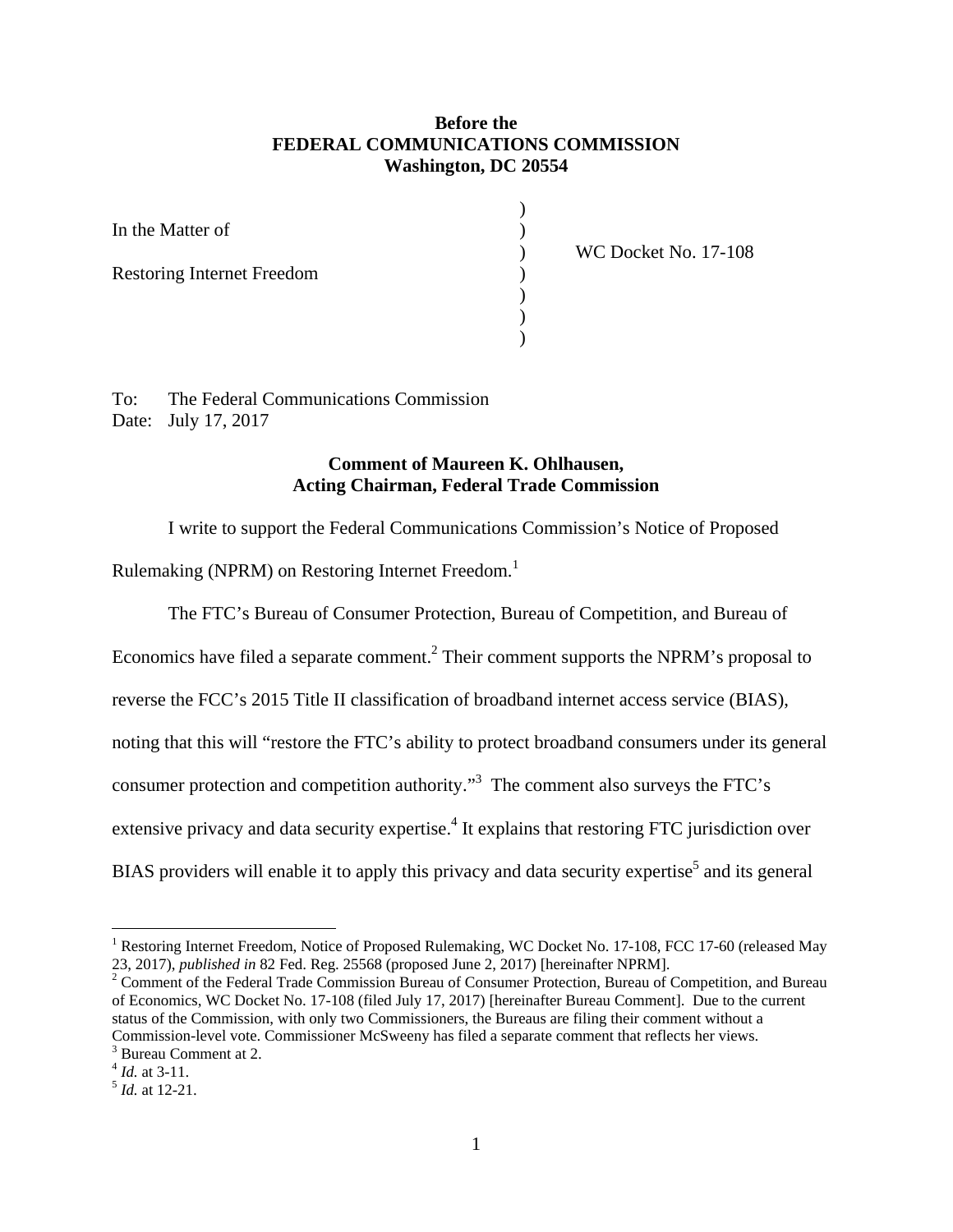**Before the**
**FEDERAL COMMUNICATIONS COMMISSION**
**Washington, DC 20554**

| | | |
|---|---|---|
| In the Matter of | ) | |
| | ) | WC Docket No. 17-108 |
| Restoring Internet Freedom | ) | |

To: The Federal Communications Commission
Date: July 17, 2017

**Comment of Maureen K. Ohlhausen,**
**Acting Chairman, Federal Trade Commission**

I write to support the Federal Communications Commission's Notice of Proposed Rulemaking (NPRM) on Restoring Internet Freedom.[1]

The FTC's Bureau of Consumer Protection, Bureau of Competition, and Bureau of Economics have filed a separate comment.[2] Their comment supports the NPRM's proposal to reverse the FCC's 2015 Title II classification of broadband internet access service (BIAS), noting that this will "restore the FTC's ability to protect broadband consumers under its general consumer protection and competition authority."[3] The comment also surveys the FTC's extensive privacy and data security expertise.[4] It explains that restoring FTC jurisdiction over BIAS providers will enable it to apply this privacy and data security expertise[5] and its general

---

[1] Restoring Internet Freedom, Notice of Proposed Rulemaking, WC Docket No. 17-108, FCC 17-60 (released May 23, 2017), *published in* 82 Fed. Reg. 25568 (proposed June 2, 2017) [hereinafter NPRM].

[2] Comment of the Federal Trade Commission Bureau of Consumer Protection, Bureau of Competition, and Bureau of Economics, WC Docket No. 17-108 (filed July 17, 2017) [hereinafter Bureau Comment]. Due to the current status of the Commission, with only two Commissioners, the Bureaus are filing their comment without a Commission-level vote. Commissioner McSweeny has filed a separate comment that reflects her views.

[3] Bureau Comment at 2.

[4] *Id.* at 3-11.

[5] *Id.* at 12-21.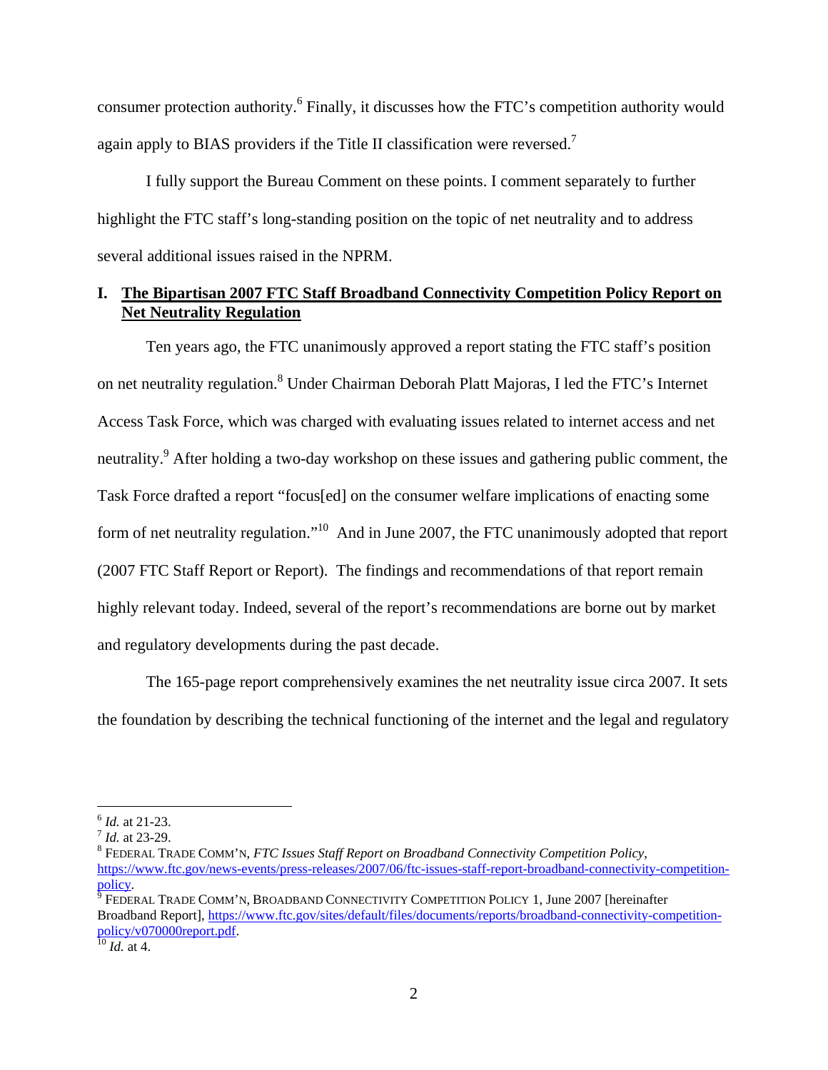consumer protection authority.[6] Finally, it discusses how the FTC's competition authority would again apply to BIAS providers if the Title II classification were reversed.[7]

I fully support the Bureau Comment on these points. I comment separately to further highlight the FTC staff's long-standing position on the topic of net neutrality and to address several additional issues raised in the NPRM.

## I. <u>The Bipartisan 2007 FTC Staff Broadband Connectivity Competition Policy Report on Net Neutrality Regulation</u>

Ten years ago, the FTC unanimously approved a report stating the FTC staff's position on net neutrality regulation.[8] Under Chairman Deborah Platt Majoras, I led the FTC's Internet Access Task Force, which was charged with evaluating issues related to internet access and net neutrality.[9] After holding a two-day workshop on these issues and gathering public comment, the Task Force drafted a report "focus[ed] on the consumer welfare implications of enacting some form of net neutrality regulation."[10] And in June 2007, the FTC unanimously adopted that report (2007 FTC Staff Report or Report). The findings and recommendations of that report remain highly relevant today. Indeed, several of the report's recommendations are borne out by market and regulatory developments during the past decade.

The 165-page report comprehensively examines the net neutrality issue circa 2007. It sets the foundation by describing the technical functioning of the internet and the legal and regulatory

---

[6] *Id.* at 21-23.

[7] *Id.* at 23-29.

[8] FEDERAL TRADE COMM'N, *FTC Issues Staff Report on Broadband Connectivity Competition Policy*, https://www.ftc.gov/news-events/press-releases/2007/06/ftc-issues-staff-report-broadband-connectivity-competition-policy.

[9] FEDERAL TRADE COMM'N, BROADBAND CONNECTIVITY COMPETITION POLICY 1, June 2007 [hereinafter Broadband Report], https://www.ftc.gov/sites/default/files/documents/reports/broadband-connectivity-competition-policy/v070000report.pdf.

[10] *Id.* at 4.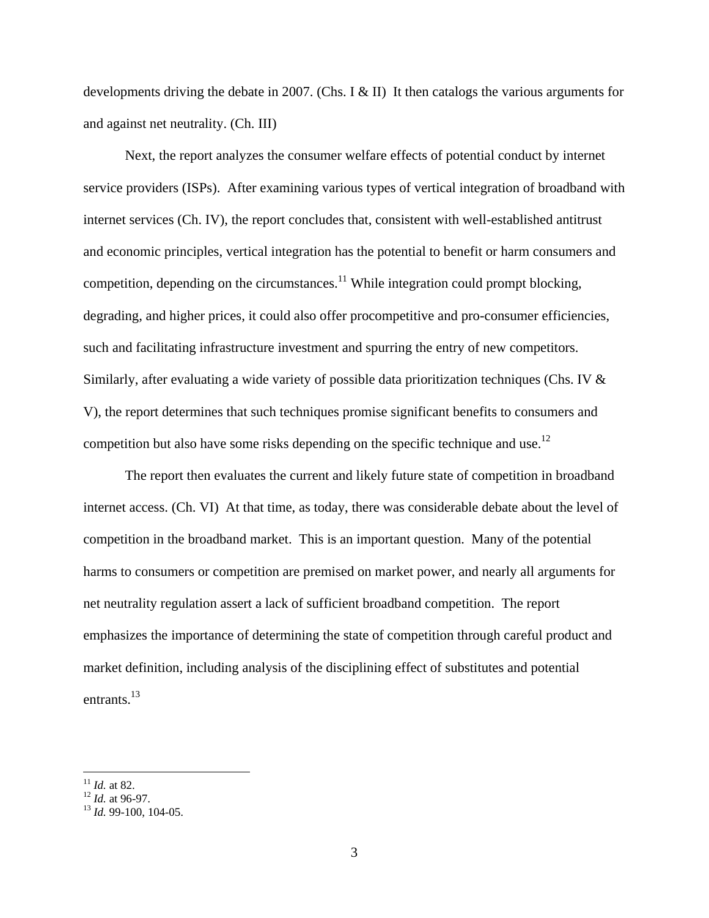developments driving the debate in 2007. (Chs. I & II)  It then catalogs the various arguments for and against net neutrality. (Ch. III)

Next, the report analyzes the consumer welfare effects of potential conduct by internet service providers (ISPs).  After examining various types of vertical integration of broadband with internet services (Ch. IV), the report concludes that, consistent with well-established antitrust and economic principles, vertical integration has the potential to benefit or harm consumers and competition, depending on the circumstances.[11] While integration could prompt blocking, degrading, and higher prices, it could also offer procompetitive and pro-consumer efficiencies, such and facilitating infrastructure investment and spurring the entry of new competitors. Similarly, after evaluating a wide variety of possible data prioritization techniques (Chs. IV & V), the report determines that such techniques promise significant benefits to consumers and competition but also have some risks depending on the specific technique and use.[12]

The report then evaluates the current and likely future state of competition in broadband internet access. (Ch. VI)  At that time, as today, there was considerable debate about the level of competition in the broadband market.  This is an important question.  Many of the potential harms to consumers or competition are premised on market power, and nearly all arguments for net neutrality regulation assert a lack of sufficient broadband competition.  The report emphasizes the importance of determining the state of competition through careful product and market definition, including analysis of the disciplining effect of substitutes and potential entrants.[13]

---

[11] *Id.* at 82.
[12] *Id.* at 96-97.
[13] *Id.* 99-100, 104-05.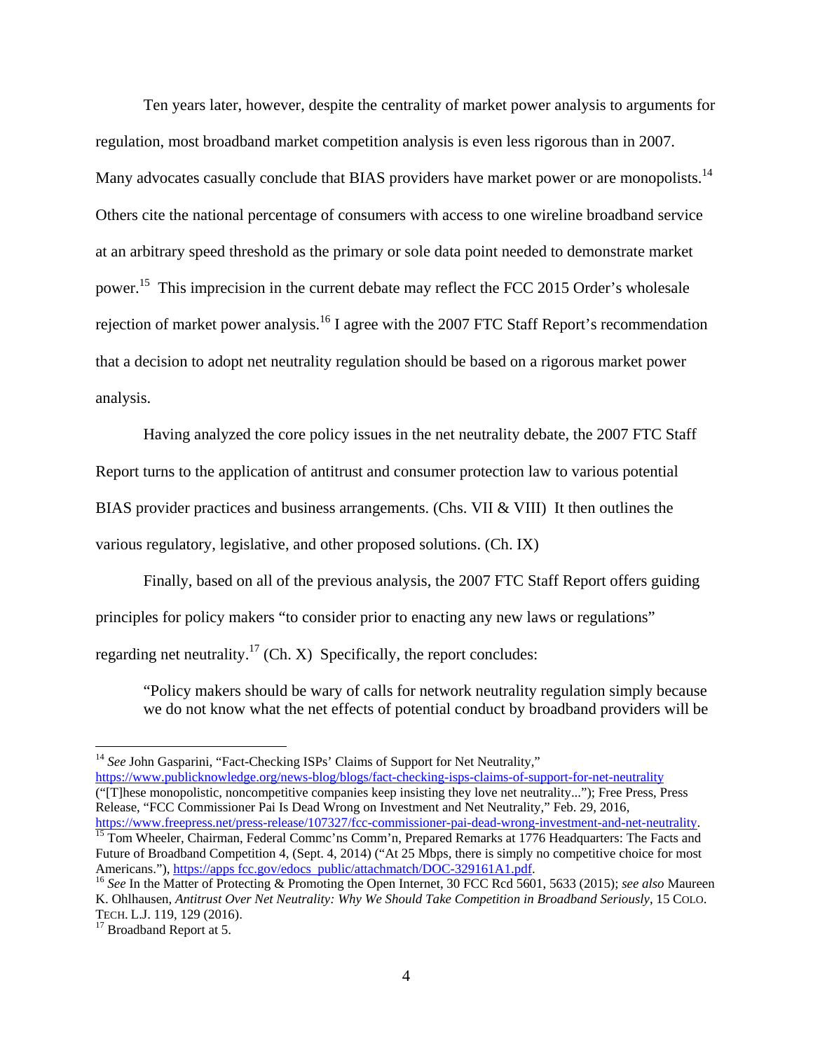Ten years later, however, despite the centrality of market power analysis to arguments for regulation, most broadband market competition analysis is even less rigorous than in 2007. Many advocates casually conclude that BIAS providers have market power or are monopolists.[14] Others cite the national percentage of consumers with access to one wireline broadband service at an arbitrary speed threshold as the primary or sole data point needed to demonstrate market power.[15] This imprecision in the current debate may reflect the FCC 2015 Order's wholesale rejection of market power analysis.[16] I agree with the 2007 FTC Staff Report's recommendation that a decision to adopt net neutrality regulation should be based on a rigorous market power analysis.

Having analyzed the core policy issues in the net neutrality debate, the 2007 FTC Staff Report turns to the application of antitrust and consumer protection law to various potential BIAS provider practices and business arrangements. (Chs. VII & VIII) It then outlines the various regulatory, legislative, and other proposed solutions. (Ch. IX)

Finally, based on all of the previous analysis, the 2007 FTC Staff Report offers guiding principles for policy makers "to consider prior to enacting any new laws or regulations" regarding net neutrality.[17] (Ch. X) Specifically, the report concludes:

> "Policy makers should be wary of calls for network neutrality regulation simply because we do not know what the net effects of potential conduct by broadband providers will be

---

[14] *See* John Gasparini, "Fact-Checking ISPs' Claims of Support for Net Neutrality," https://www.publicknowledge.org/news-blog/blogs/fact-checking-isps-claims-of-support-for-net-neutrality ("[T]hese monopolistic, noncompetitive companies keep insisting they love net neutrality..."); Free Press, Press Release, "FCC Commissioner Pai Is Dead Wrong on Investment and Net Neutrality," Feb. 29, 2016, https://www.freepress.net/press-release/107327/fcc-commissioner-pai-dead-wrong-investment-and-net-neutrality.

[15] Tom Wheeler, Chairman, Federal Commc'ns Comm'n, Prepared Remarks at 1776 Headquarters: The Facts and Future of Broadband Competition 4, (Sept. 4, 2014) ("At 25 Mbps, there is simply no competitive choice for most Americans."), https://apps.fcc.gov/edocs_public/attachmatch/DOC-329161A1.pdf.

[16] *See* In the Matter of Protecting & Promoting the Open Internet, 30 FCC Rcd 5601, 5633 (2015); *see also* Maureen K. Ohlhausen, *Antitrust Over Net Neutrality: Why We Should Take Competition in Broadband Seriously*, 15 COLO. TECH. L.J. 119, 129 (2016).

[17] Broadband Report at 5.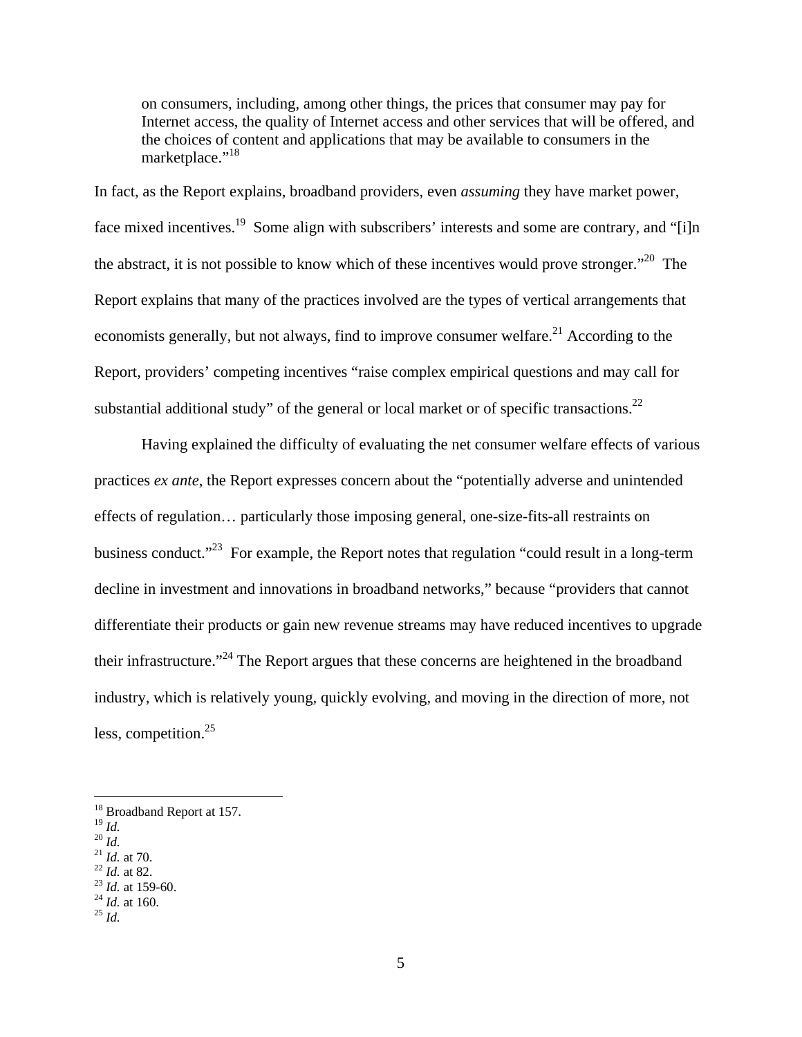on consumers, including, among other things, the prices that consumer may pay for Internet access, the quality of Internet access and other services that will be offered, and the choices of content and applications that may be available to consumers in the marketplace."[18]

In fact, as the Report explains, broadband providers, even *assuming* they have market power, face mixed incentives.[19] Some align with subscribers' interests and some are contrary, and "[i]n the abstract, it is not possible to know which of these incentives would prove stronger."[20] The Report explains that many of the practices involved are the types of vertical arrangements that economists generally, but not always, find to improve consumer welfare.[21] According to the Report, providers' competing incentives "raise complex empirical questions and may call for substantial additional study" of the general or local market or of specific transactions.[22]

Having explained the difficulty of evaluating the net consumer welfare effects of various practices *ex ante*, the Report expresses concern about the "potentially adverse and unintended effects of regulation… particularly those imposing general, one-size-fits-all restraints on business conduct."[23] For example, the Report notes that regulation "could result in a long-term decline in investment and innovations in broadband networks," because "providers that cannot differentiate their products or gain new revenue streams may have reduced incentives to upgrade their infrastructure."[24] The Report argues that these concerns are heightened in the broadband industry, which is relatively young, quickly evolving, and moving in the direction of more, not less, competition.[25]

---

[18] Broadband Report at 157.
[19] *Id.*
[20] *Id.*
[21] *Id.* at 70.
[22] *Id.* at 82.
[23] *Id.* at 159-60.
[24] *Id.* at 160.
[25] *Id.*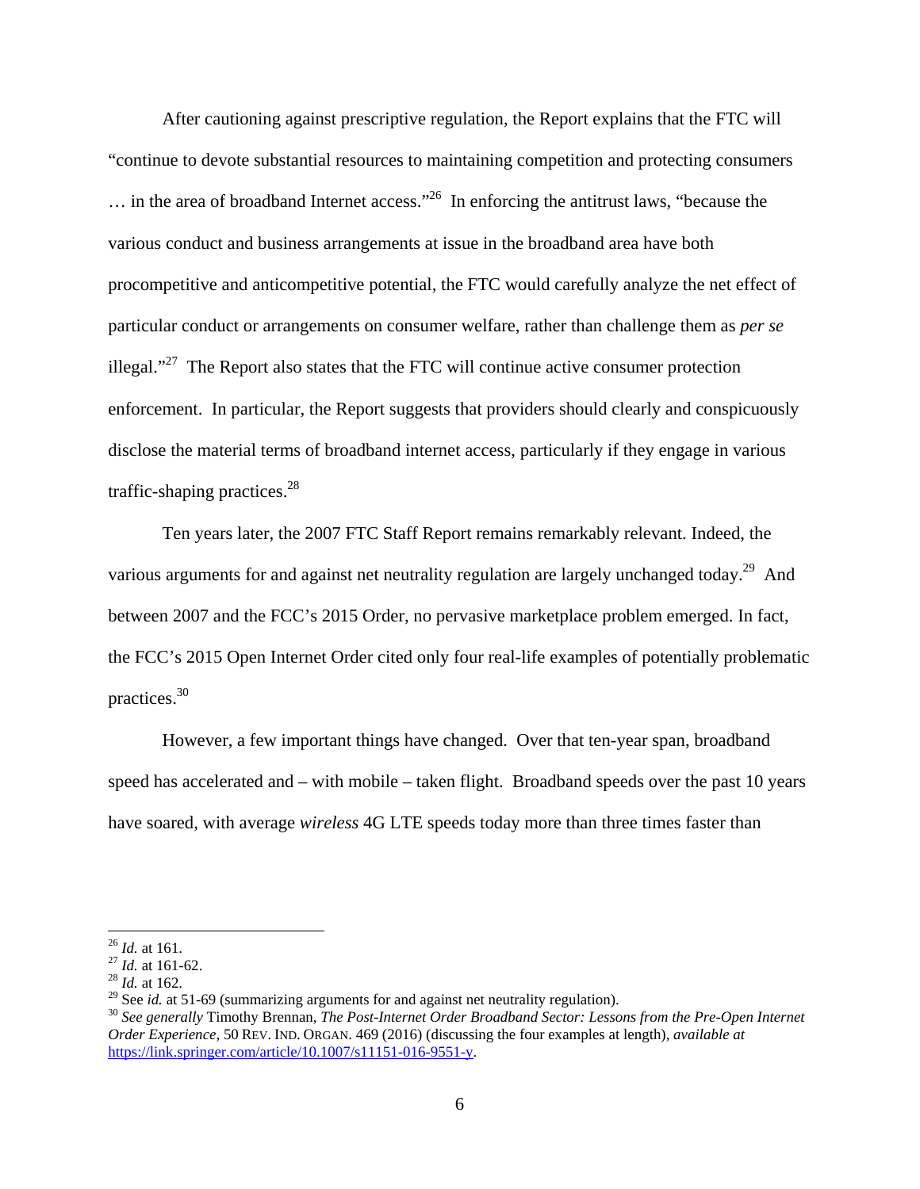After cautioning against prescriptive regulation, the Report explains that the FTC will "continue to devote substantial resources to maintaining competition and protecting consumers … in the area of broadband Internet access."[26] In enforcing the antitrust laws, "because the various conduct and business arrangements at issue in the broadband area have both procompetitive and anticompetitive potential, the FTC would carefully analyze the net effect of particular conduct or arrangements on consumer welfare, rather than challenge them as *per se* illegal."[27] The Report also states that the FTC will continue active consumer protection enforcement. In particular, the Report suggests that providers should clearly and conspicuously disclose the material terms of broadband internet access, particularly if they engage in various traffic-shaping practices.[28]

Ten years later, the 2007 FTC Staff Report remains remarkably relevant. Indeed, the various arguments for and against net neutrality regulation are largely unchanged today.[29] And between 2007 and the FCC's 2015 Order, no pervasive marketplace problem emerged. In fact, the FCC's 2015 Open Internet Order cited only four real-life examples of potentially problematic practices.[30]

However, a few important things have changed. Over that ten-year span, broadband speed has accelerated and – with mobile – taken flight. Broadband speeds over the past 10 years have soared, with average *wireless* 4G LTE speeds today more than three times faster than

---

[26] *Id.* at 161.

[27] *Id.* at 161-62.

[28] *Id.* at 162.

[29] See *id.* at 51-69 (summarizing arguments for and against net neutrality regulation).

[30] *See generally* Timothy Brennan, *The Post-Internet Order Broadband Sector: Lessons from the Pre-Open Internet Order Experience*, 50 REV. IND. ORGAN. 469 (2016) (discussing the four examples at length), *available at* https://link.springer.com/article/10.1007/s11151-016-9551-y.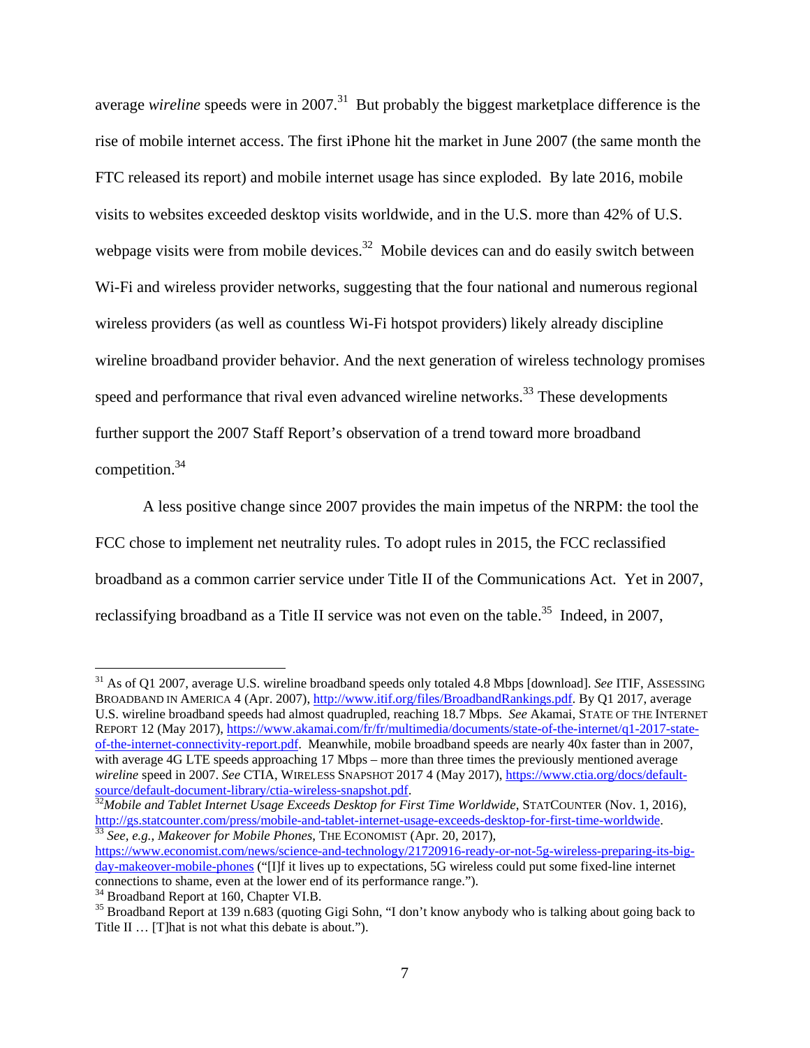average *wireline* speeds were in 2007.[31] But probably the biggest marketplace difference is the rise of mobile internet access. The first iPhone hit the market in June 2007 (the same month the FTC released its report) and mobile internet usage has since exploded. By late 2016, mobile visits to websites exceeded desktop visits worldwide, and in the U.S. more than 42% of U.S. webpage visits were from mobile devices.[32] Mobile devices can and do easily switch between Wi-Fi and wireless provider networks, suggesting that the four national and numerous regional wireless providers (as well as countless Wi-Fi hotspot providers) likely already discipline wireline broadband provider behavior. And the next generation of wireless technology promises speed and performance that rival even advanced wireline networks.[33] These developments further support the 2007 Staff Report's observation of a trend toward more broadband competition.[34]

A less positive change since 2007 provides the main impetus of the NRPM: the tool the FCC chose to implement net neutrality rules. To adopt rules in 2015, the FCC reclassified broadband as a common carrier service under Title II of the Communications Act. Yet in 2007, reclassifying broadband as a Title II service was not even on the table.[35] Indeed, in 2007,

---

[31] As of Q1 2007, average U.S. wireline broadband speeds only totaled 4.8 Mbps [download]. *See* ITIF, ASSESSING BROADBAND IN AMERICA 4 (Apr. 2007), http://www.itif.org/files/BroadbandRankings.pdf. By Q1 2017, average U.S. wireline broadband speeds had almost quadrupled, reaching 18.7 Mbps. *See* Akamai, STATE OF THE INTERNET REPORT 12 (May 2017), https://www.akamai.com/fr/fr/multimedia/documents/state-of-the-internet/q1-2017-state-of-the-internet-connectivity-report.pdf. Meanwhile, mobile broadband speeds are nearly 40x faster than in 2007, with average 4G LTE speeds approaching 17 Mbps – more than three times the previously mentioned average *wireline* speed in 2007. *See* CTIA, WIRELESS SNAPSHOT 2017 4 (May 2017), https://www.ctia.org/docs/default-source/default-document-library/ctia-wireless-snapshot.pdf.

[32] *Mobile and Tablet Internet Usage Exceeds Desktop for First Time Worldwide*, STATCOUNTER (Nov. 1, 2016), http://gs.statcounter.com/press/mobile-and-tablet-internet-usage-exceeds-desktop-for-first-time-worldwide.

[33] *See, e.g.*, *Makeover for Mobile Phones*, THE ECONOMIST (Apr. 20, 2017), https://www.economist.com/news/science-and-technology/21720916-ready-or-not-5g-wireless-preparing-its-big-day-makeover-mobile-phones ("[I]f it lives up to expectations, 5G wireless could put some fixed-line internet connections to shame, even at the lower end of its performance range.").

[34] Broadband Report at 160, Chapter VI.B.

[35] Broadband Report at 139 n.683 (quoting Gigi Sohn, "I don't know anybody who is talking about going back to Title II … [T]hat is not what this debate is about.").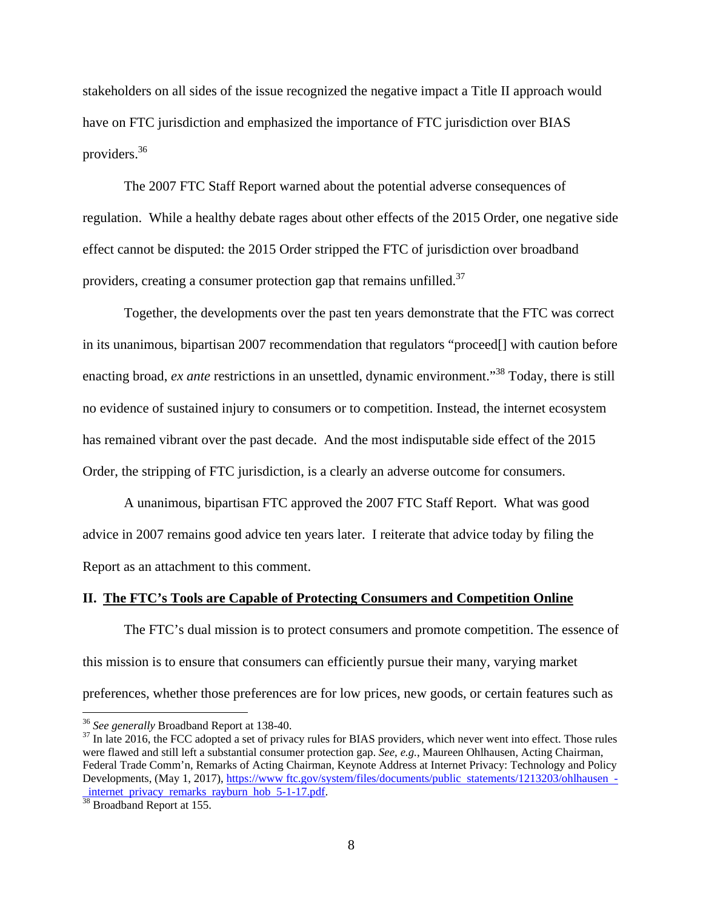stakeholders on all sides of the issue recognized the negative impact a Title II approach would have on FTC jurisdiction and emphasized the importance of FTC jurisdiction over BIAS providers.[36]

The 2007 FTC Staff Report warned about the potential adverse consequences of regulation. While a healthy debate rages about other effects of the 2015 Order, one negative side effect cannot be disputed: the 2015 Order stripped the FTC of jurisdiction over broadband providers, creating a consumer protection gap that remains unfilled.[37]

Together, the developments over the past ten years demonstrate that the FTC was correct in its unanimous, bipartisan 2007 recommendation that regulators "proceed[] with caution before enacting broad, *ex ante* restrictions in an unsettled, dynamic environment."[38] Today, there is still no evidence of sustained injury to consumers or to competition. Instead, the internet ecosystem has remained vibrant over the past decade. And the most indisputable side effect of the 2015 Order, the stripping of FTC jurisdiction, is a clearly an adverse outcome for consumers.

A unanimous, bipartisan FTC approved the 2007 FTC Staff Report. What was good advice in 2007 remains good advice ten years later. I reiterate that advice today by filing the Report as an attachment to this comment.

## II. The FTC's Tools are Capable of Protecting Consumers and Competition Online

The FTC's dual mission is to protect consumers and promote competition. The essence of this mission is to ensure that consumers can efficiently pursue their many, varying market preferences, whether those preferences are for low prices, new goods, or certain features such as

---

[36] *See generally* Broadband Report at 138-40.

[37] In late 2016, the FCC adopted a set of privacy rules for BIAS providers, which never went into effect. Those rules were flawed and still left a substantial consumer protection gap. *See, e.g.*, Maureen Ohlhausen, Acting Chairman, Federal Trade Comm'n, Remarks of Acting Chairman, Keynote Address at Internet Privacy: Technology and Policy Developments, (May 1, 2017), https://www.ftc.gov/system/files/documents/public_statements/1213203/ohlhausen_-_internet_privacy_remarks_rayburn_hob_5-1-17.pdf.

[38] Broadband Report at 155.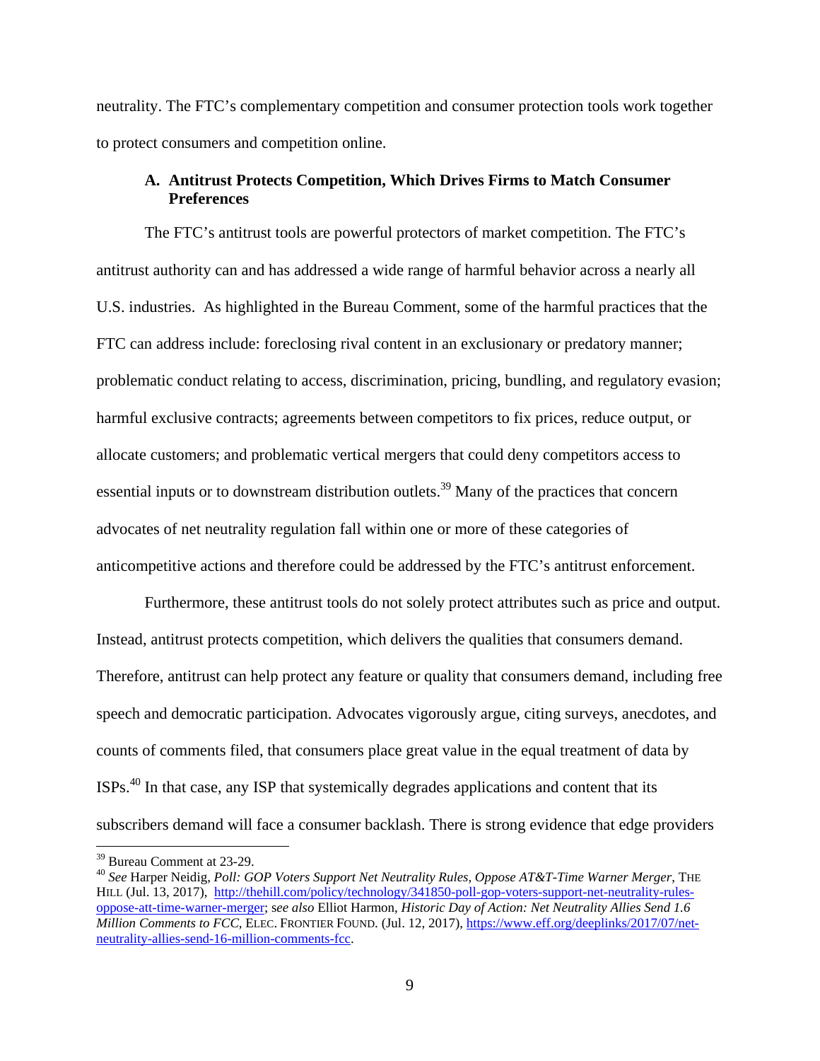neutrality. The FTC's complementary competition and consumer protection tools work together to protect consumers and competition online.

### A. Antitrust Protects Competition, Which Drives Firms to Match Consumer Preferences

The FTC's antitrust tools are powerful protectors of market competition. The FTC's antitrust authority can and has addressed a wide range of harmful behavior across a nearly all U.S. industries. As highlighted in the Bureau Comment, some of the harmful practices that the FTC can address include: foreclosing rival content in an exclusionary or predatory manner; problematic conduct relating to access, discrimination, pricing, bundling, and regulatory evasion; harmful exclusive contracts; agreements between competitors to fix prices, reduce output, or allocate customers; and problematic vertical mergers that could deny competitors access to essential inputs or to downstream distribution outlets.[39] Many of the practices that concern advocates of net neutrality regulation fall within one or more of these categories of anticompetitive actions and therefore could be addressed by the FTC's antitrust enforcement.

Furthermore, these antitrust tools do not solely protect attributes such as price and output. Instead, antitrust protects competition, which delivers the qualities that consumers demand. Therefore, antitrust can help protect any feature or quality that consumers demand, including free speech and democratic participation. Advocates vigorously argue, citing surveys, anecdotes, and counts of comments filed, that consumers place great value in the equal treatment of data by ISPs.[40] In that case, any ISP that systemically degrades applications and content that its subscribers demand will face a consumer backlash. There is strong evidence that edge providers

---

[39] Bureau Comment at 23-29.

[40] *See* Harper Neidig, *Poll: GOP Voters Support Net Neutrality Rules, Oppose AT&T-Time Warner Merger*, THE HILL (Jul. 13, 2017), http://thehill.com/policy/technology/341850-poll-gop-voters-support-net-neutrality-rules-oppose-att-time-warner-merger; s*ee also* Elliot Harmon, *Historic Day of Action: Net Neutrality Allies Send 1.6 Million Comments to FCC*, ELEC. FRONTIER FOUND. (Jul. 12, 2017), https://www.eff.org/deeplinks/2017/07/net-neutrality-allies-send-16-million-comments-fcc.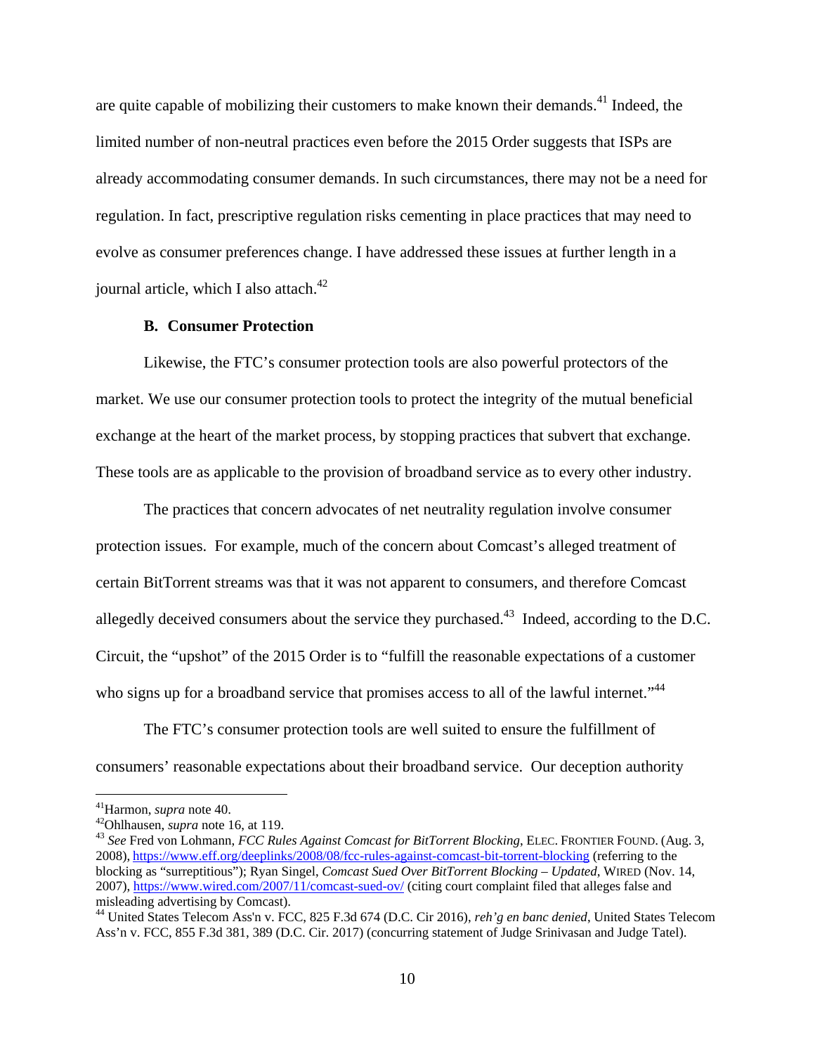are quite capable of mobilizing their customers to make known their demands.[41] Indeed, the limited number of non-neutral practices even before the 2015 Order suggests that ISPs are already accommodating consumer demands. In such circumstances, there may not be a need for regulation. In fact, prescriptive regulation risks cementing in place practices that may need to evolve as consumer preferences change. I have addressed these issues at further length in a journal article, which I also attach.[42]

### B. Consumer Protection

Likewise, the FTC's consumer protection tools are also powerful protectors of the market. We use our consumer protection tools to protect the integrity of the mutual beneficial exchange at the heart of the market process, by stopping practices that subvert that exchange. These tools are as applicable to the provision of broadband service as to every other industry.

The practices that concern advocates of net neutrality regulation involve consumer protection issues. For example, much of the concern about Comcast's alleged treatment of certain BitTorrent streams was that it was not apparent to consumers, and therefore Comcast allegedly deceived consumers about the service they purchased.[43] Indeed, according to the D.C. Circuit, the "upshot" of the 2015 Order is to "fulfill the reasonable expectations of a customer who signs up for a broadband service that promises access to all of the lawful internet."[44]

The FTC's consumer protection tools are well suited to ensure the fulfillment of consumers' reasonable expectations about their broadband service. Our deception authority

---

[41] Harmon, *supra* note 40.

[42] Ohlhausen, *supra* note 16, at 119.

[43] *See* Fred von Lohmann, *FCC Rules Against Comcast for BitTorrent Blocking*, ELEC. FRONTIER FOUND. (Aug. 3, 2008), https://www.eff.org/deeplinks/2008/08/fcc-rules-against-comcast-bit-torrent-blocking (referring to the blocking as "surreptitious"); Ryan Singel, *Comcast Sued Over BitTorrent Blocking – Updated*, WIRED (Nov. 14, 2007), https://www.wired.com/2007/11/comcast-sued-ov/ (citing court complaint filed that alleges false and misleading advertising by Comcast).

[44] United States Telecom Ass'n v. FCC, 825 F.3d 674 (D.C. Cir 2016), *reh'g en banc denied*, United States Telecom Ass'n v. FCC, 855 F.3d 381, 389 (D.C. Cir. 2017) (concurring statement of Judge Srinivasan and Judge Tatel).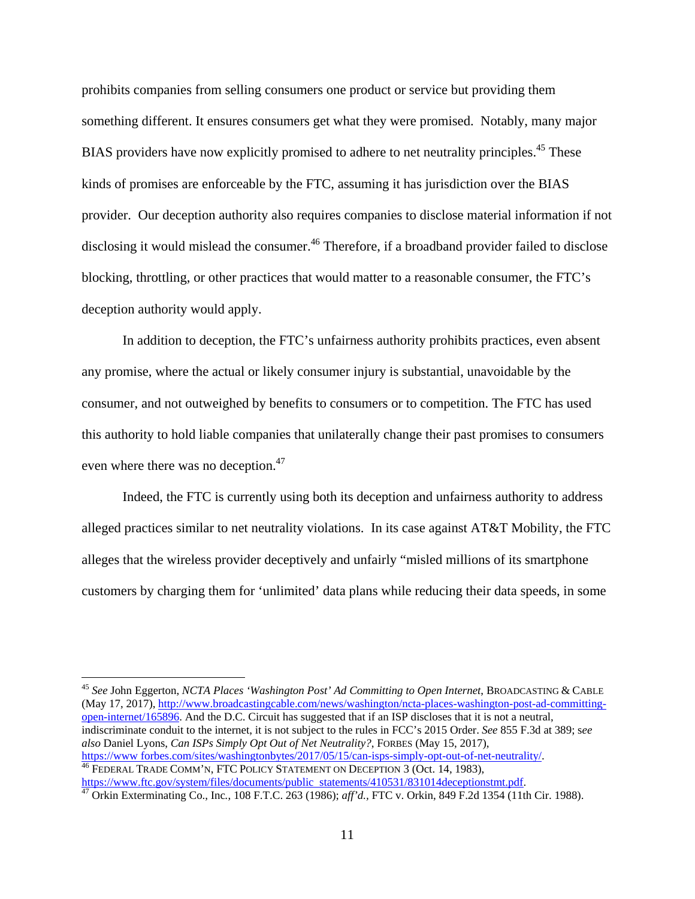prohibits companies from selling consumers one product or service but providing them something different. It ensures consumers get what they were promised. Notably, many major BIAS providers have now explicitly promised to adhere to net neutrality principles.[45] These kinds of promises are enforceable by the FTC, assuming it has jurisdiction over the BIAS provider. Our deception authority also requires companies to disclose material information if not disclosing it would mislead the consumer.[46] Therefore, if a broadband provider failed to disclose blocking, throttling, or other practices that would matter to a reasonable consumer, the FTC's deception authority would apply.

In addition to deception, the FTC's unfairness authority prohibits practices, even absent any promise, where the actual or likely consumer injury is substantial, unavoidable by the consumer, and not outweighed by benefits to consumers or to competition. The FTC has used this authority to hold liable companies that unilaterally change their past promises to consumers even where there was no deception.[47]

Indeed, the FTC is currently using both its deception and unfairness authority to address alleged practices similar to net neutrality violations. In its case against AT&T Mobility, the FTC alleges that the wireless provider deceptively and unfairly "misled millions of its smartphone customers by charging them for 'unlimited' data plans while reducing their data speeds, in some

---

[45] *See* John Eggerton, *NCTA Places 'Washington Post' Ad Committing to Open Internet*, BROADCASTING & CABLE (May 17, 2017), http://www.broadcastingcable.com/news/washington/ncta-places-washington-post-ad-committing-open-internet/165896. And the D.C. Circuit has suggested that if an ISP discloses that it is not a neutral, indiscriminate conduit to the internet, it is not subject to the rules in FCC's 2015 Order. *See* 855 F.3d at 389; s*ee also* Daniel Lyons, *Can ISPs Simply Opt Out of Net Neutrality?*, FORBES (May 15, 2017), https://www forbes.com/sites/washingtonbytes/2017/05/15/can-isps-simply-opt-out-of-net-neutrality/.

[46] FEDERAL TRADE COMM'N, FTC POLICY STATEMENT ON DECEPTION 3 (Oct. 14, 1983), https://www.ftc.gov/system/files/documents/public_statements/410531/831014deceptionstmt.pdf.

[47] Orkin Exterminating Co., Inc., 108 F.T.C. 263 (1986); *aff'd.*, FTC v. Orkin, 849 F.2d 1354 (11th Cir. 1988).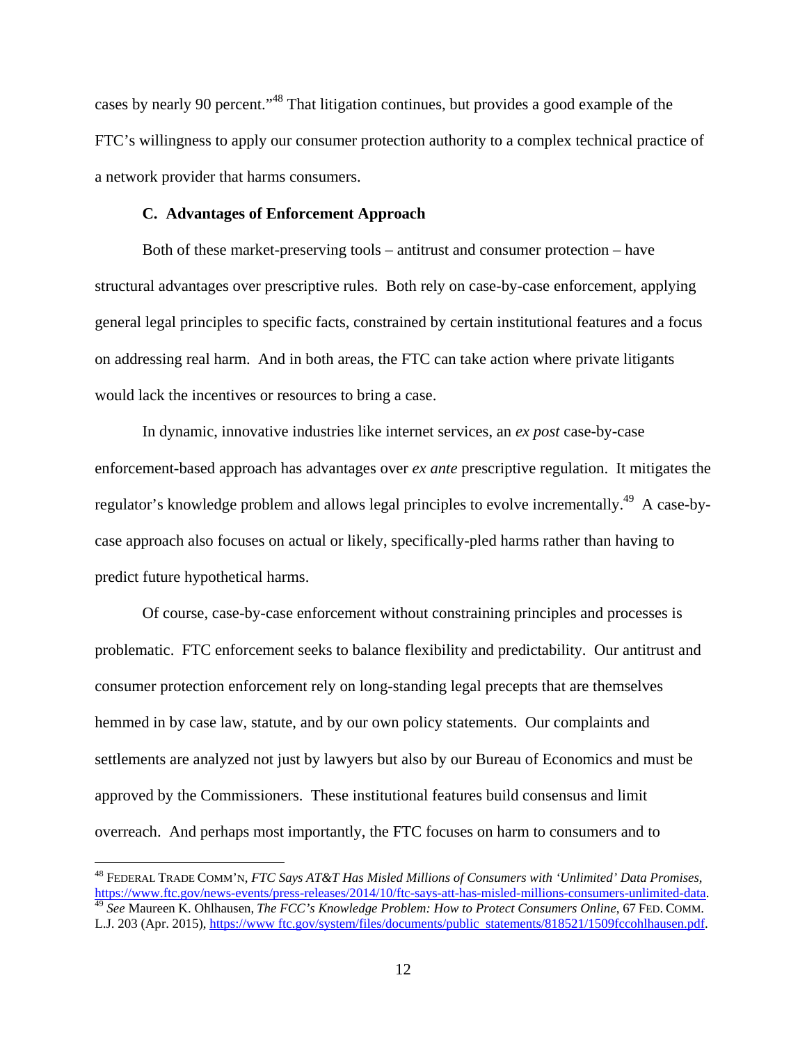cases by nearly 90 percent."[48] That litigation continues, but provides a good example of the FTC's willingness to apply our consumer protection authority to a complex technical practice of a network provider that harms consumers.

### C. Advantages of Enforcement Approach

Both of these market-preserving tools – antitrust and consumer protection – have structural advantages over prescriptive rules. Both rely on case-by-case enforcement, applying general legal principles to specific facts, constrained by certain institutional features and a focus on addressing real harm. And in both areas, the FTC can take action where private litigants would lack the incentives or resources to bring a case.

In dynamic, innovative industries like internet services, an *ex post* case-by-case enforcement-based approach has advantages over *ex ante* prescriptive regulation. It mitigates the regulator's knowledge problem and allows legal principles to evolve incrementally.[49] A case-by-case approach also focuses on actual or likely, specifically-pled harms rather than having to predict future hypothetical harms.

Of course, case-by-case enforcement without constraining principles and processes is problematic. FTC enforcement seeks to balance flexibility and predictability. Our antitrust and consumer protection enforcement rely on long-standing legal precepts that are themselves hemmed in by case law, statute, and by our own policy statements. Our complaints and settlements are analyzed not just by lawyers but also by our Bureau of Economics and must be approved by the Commissioners. These institutional features build consensus and limit overreach. And perhaps most importantly, the FTC focuses on harm to consumers and to

---

[48] FEDERAL TRADE COMM'N, *FTC Says AT&T Has Misled Millions of Consumers with 'Unlimited' Data Promises*, https://www.ftc.gov/news-events/press-releases/2014/10/ftc-says-att-has-misled-millions-consumers-unlimited-data.

[49] *See* Maureen K. Ohlhausen, *The FCC's Knowledge Problem: How to Protect Consumers Online*, 67 FED. COMM. L.J. 203 (Apr. 2015), https://www.ftc.gov/system/files/documents/public_statements/818521/1509fccohlhausen.pdf.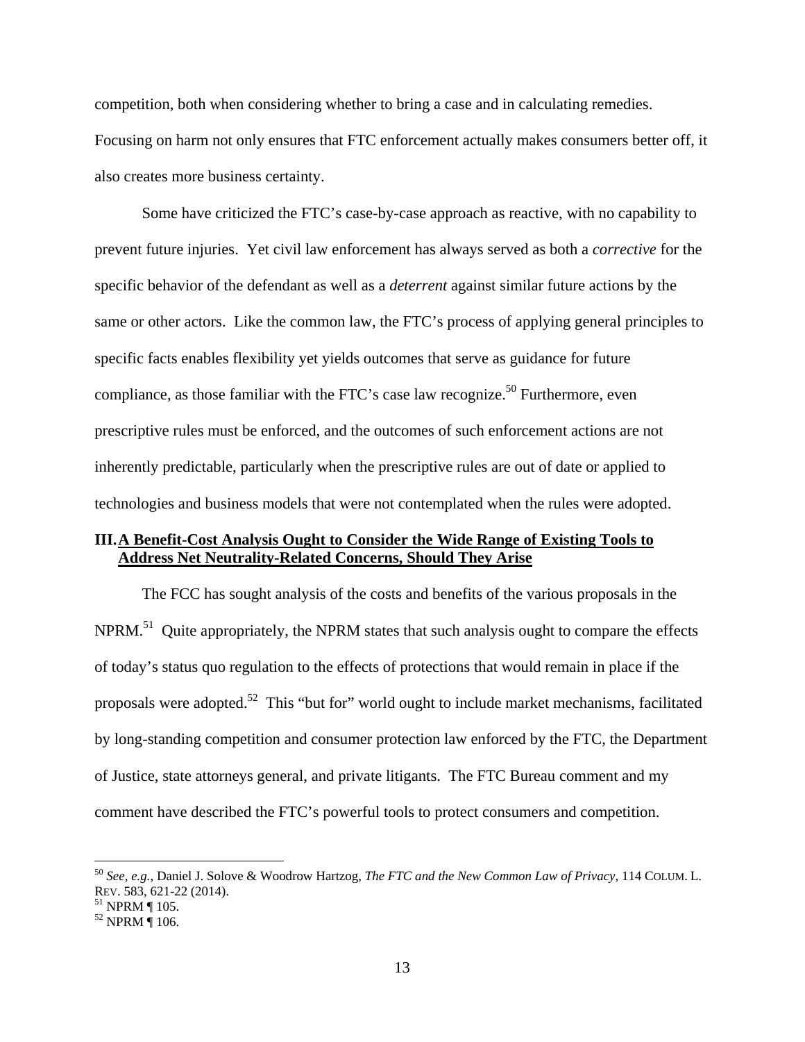competition, both when considering whether to bring a case and in calculating remedies. Focusing on harm not only ensures that FTC enforcement actually makes consumers better off, it also creates more business certainty.

Some have criticized the FTC's case-by-case approach as reactive, with no capability to prevent future injuries. Yet civil law enforcement has always served as both a *corrective* for the specific behavior of the defendant as well as a *deterrent* against similar future actions by the same or other actors. Like the common law, the FTC's process of applying general principles to specific facts enables flexibility yet yields outcomes that serve as guidance for future compliance, as those familiar with the FTC's case law recognize.[50] Furthermore, even prescriptive rules must be enforced, and the outcomes of such enforcement actions are not inherently predictable, particularly when the prescriptive rules are out of date or applied to technologies and business models that were not contemplated when the rules were adopted.

## III. A Benefit-Cost Analysis Ought to Consider the Wide Range of Existing Tools to Address Net Neutrality-Related Concerns, Should They Arise

The FCC has sought analysis of the costs and benefits of the various proposals in the NPRM.[51] Quite appropriately, the NPRM states that such analysis ought to compare the effects of today's status quo regulation to the effects of protections that would remain in place if the proposals were adopted.[52] This "but for" world ought to include market mechanisms, facilitated by long-standing competition and consumer protection law enforced by the FTC, the Department of Justice, state attorneys general, and private litigants. The FTC Bureau comment and my comment have described the FTC's powerful tools to protect consumers and competition.

---

[50] *See, e.g.*, Daniel J. Solove & Woodrow Hartzog, *The FTC and the New Common Law of Privacy*, 114 COLUM. L. REV. 583, 621-22 (2014).

[51] NPRM ¶ 105.

[52] NPRM ¶ 106.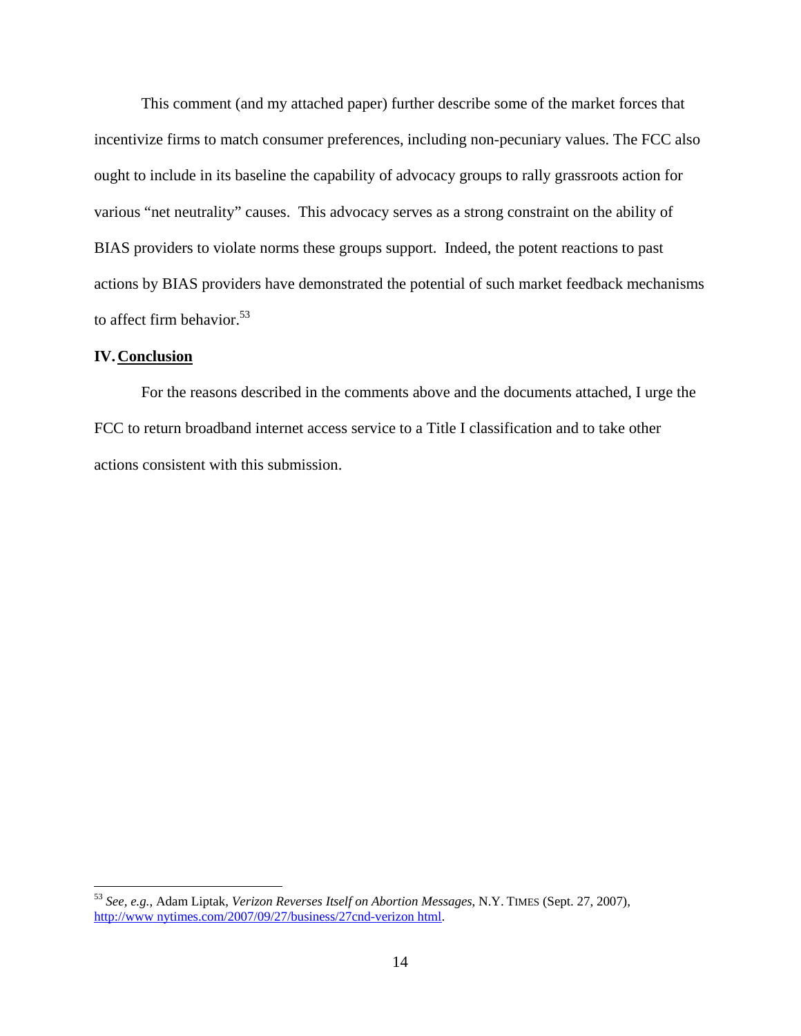This comment (and my attached paper) further describe some of the market forces that incentivize firms to match consumer preferences, including non-pecuniary values. The FCC also ought to include in its baseline the capability of advocacy groups to rally grassroots action for various “net neutrality” causes. This advocacy serves as a strong constraint on the ability of BIAS providers to violate norms these groups support. Indeed, the potent reactions to past actions by BIAS providers have demonstrated the potential of such market feedback mechanisms to affect firm behavior.[53]

## IV. Conclusion

For the reasons described in the comments above and the documents attached, I urge the FCC to return broadband internet access service to a Title I classification and to take other actions consistent with this submission.

---

[53] *See, e.g.*, Adam Liptak, *Verizon Reverses Itself on Abortion Messages*, N.Y. TIMES (Sept. 27, 2007), http://www nytimes.com/2007/09/27/business/27cnd-verizon html.